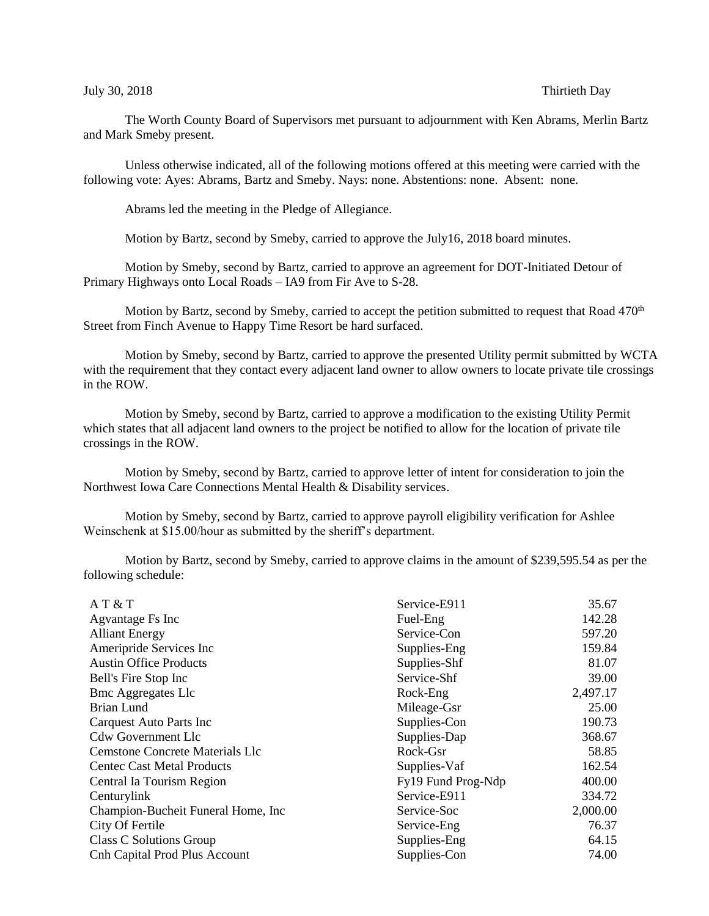July 30, 2018 Thirtieth Day

The Worth County Board of Supervisors met pursuant to adjournment with Ken Abrams, Merlin Bartz and Mark Smeby present.

Unless otherwise indicated, all of the following motions offered at this meeting were carried with the following vote: Ayes: Abrams, Bartz and Smeby. Nays: none. Abstentions: none. Absent: none.

Abrams led the meeting in the Pledge of Allegiance.

Motion by Bartz, second by Smeby, carried to approve the July16, 2018 board minutes.

Motion by Smeby, second by Bartz, carried to approve an agreement for DOT-Initiated Detour of Primary Highways onto Local Roads – IA9 from Fir Ave to S-28.

Motion by Bartz, second by Smeby, carried to accept the petition submitted to request that Road 470th Street from Finch Avenue to Happy Time Resort be hard surfaced.

Motion by Smeby, second by Bartz, carried to approve the presented Utility permit submitted by WCTA with the requirement that they contact every adjacent land owner to allow owners to locate private tile crossings in the ROW.

Motion by Smeby, second by Bartz, carried to approve a modification to the existing Utility Permit which states that all adjacent land owners to the project be notified to allow for the location of private tile crossings in the ROW.

Motion by Smeby, second by Bartz, carried to approve letter of intent for consideration to join the Northwest Iowa Care Connections Mental Health & Disability services.

Motion by Smeby, second by Bartz, carried to approve payroll eligibility verification for Ashlee Weinschenk at $15.00/hour as submitted by the sheriff's department.

Motion by Bartz, second by Smeby, carried to approve claims in the amount of $239,595.54 as per the following schedule:

| | | |
|---|---|---|
| A T & T | Service-E911 | 35.67 |
| Agvantage Fs Inc | Fuel-Eng | 142.28 |
| Alliant Energy | Service-Con | 597.20 |
| Ameripride Services Inc | Supplies-Eng | 159.84 |
| Austin Office Products | Supplies-Shf | 81.07 |
| Bell's Fire Stop Inc | Service-Shf | 39.00 |
| Bmc Aggregates Llc | Rock-Eng | 2,497.17 |
| Brian Lund | Mileage-Gsr | 25.00 |
| Carquest Auto Parts Inc | Supplies-Con | 190.73 |
| Cdw Government Llc | Supplies-Dap | 368.67 |
| Cemstone Concrete Materials Llc | Rock-Gsr | 58.85 |
| Centec Cast Metal Products | Supplies-Vaf | 162.54 |
| Central Ia Tourism Region | Fy19 Fund Prog-Ndp | 400.00 |
| Centurylink | Service-E911 | 334.72 |
| Champion-Bucheit Funeral Home, Inc | Service-Soc | 2,000.00 |
| City Of Fertile | Service-Eng | 76.37 |
| Class C Solutions Group | Supplies-Eng | 64.15 |
| Cnh Capital Prod Plus Account | Supplies-Con | 74.00 |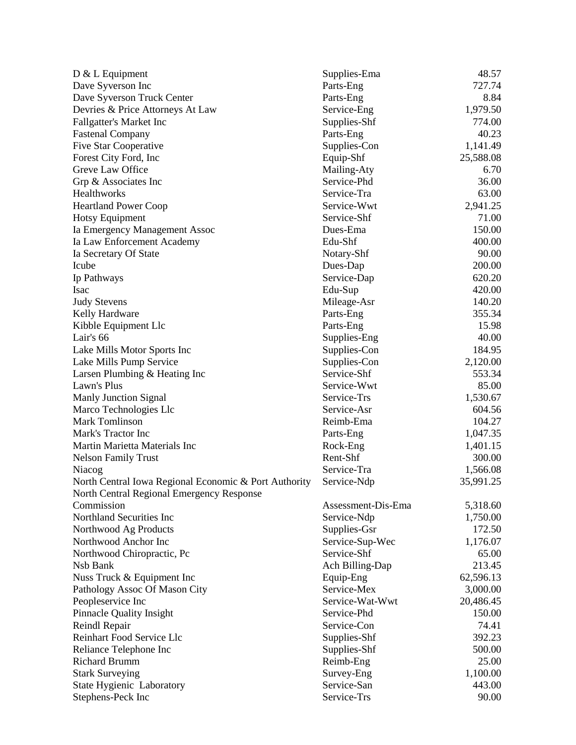| | | |
|---|---|---|
| D & L Equipment | Supplies-Ema | 48.57 |
| Dave Syverson Inc | Parts-Eng | 727.74 |
| Dave Syverson Truck Center | Parts-Eng | 8.84 |
| Devries & Price Attorneys At Law | Service-Eng | 1,979.50 |
| Fallgatter's Market Inc | Supplies-Shf | 774.00 |
| Fastenal Company | Parts-Eng | 40.23 |
| Five Star Cooperative | Supplies-Con | 1,141.49 |
| Forest City Ford, Inc | Equip-Shf | 25,588.08 |
| Greve Law Office | Mailing-Aty | 6.70 |
| Grp & Associates Inc | Service-Phd | 36.00 |
| Healthworks | Service-Tra | 63.00 |
| Heartland Power Coop | Service-Wwt | 2,941.25 |
| Hotsy Equipment | Service-Shf | 71.00 |
| Ia Emergency Management Assoc | Dues-Ema | 150.00 |
| Ia Law Enforcement Academy | Edu-Shf | 400.00 |
| Ia Secretary Of State | Notary-Shf | 90.00 |
| Icube | Dues-Dap | 200.00 |
| Ip Pathways | Service-Dap | 620.20 |
| Isac | Edu-Sup | 420.00 |
| Judy Stevens | Mileage-Asr | 140.20 |
| Kelly Hardware | Parts-Eng | 355.34 |
| Kibble Equipment Llc | Parts-Eng | 15.98 |
| Lair's 66 | Supplies-Eng | 40.00 |
| Lake Mills Motor Sports Inc | Supplies-Con | 184.95 |
| Lake Mills Pump Service | Supplies-Con | 2,120.00 |
| Larsen Plumbing & Heating Inc | Service-Shf | 553.34 |
| Lawn's Plus | Service-Wwt | 85.00 |
| Manly Junction Signal | Service-Trs | 1,530.67 |
| Marco Technologies Llc | Service-Asr | 604.56 |
| Mark Tomlinson | Reimb-Ema | 104.27 |
| Mark's Tractor Inc | Parts-Eng | 1,047.35 |
| Martin Marietta Materials Inc | Rock-Eng | 1,401.15 |
| Nelson Family Trust | Rent-Shf | 300.00 |
| Niacog | Service-Tra | 1,566.08 |
| North Central Iowa Regional Economic & Port Authority | Service-Ndp | 35,991.25 |
| North Central Regional Emergency Response Commission | Assessment-Dis-Ema | 5,318.60 |
| Northland Securities Inc | Service-Ndp | 1,750.00 |
| Northwood Ag Products | Supplies-Gsr | 172.50 |
| Northwood Anchor Inc | Service-Sup-Wec | 1,176.07 |
| Northwood Chiropractic, Pc | Service-Shf | 65.00 |
| Nsb Bank | Ach Billing-Dap | 213.45 |
| Nuss Truck & Equipment Inc | Equip-Eng | 62,596.13 |
| Pathology Assoc Of Mason City | Service-Mex | 3,000.00 |
| Peopleservice Inc | Service-Wat-Wwt | 20,486.45 |
| Pinnacle Quality Insight | Service-Phd | 150.00 |
| Reindl Repair | Service-Con | 74.41 |
| Reinhart Food Service Llc | Supplies-Shf | 392.23 |
| Reliance Telephone Inc | Supplies-Shf | 500.00 |
| Richard Brumm | Reimb-Eng | 25.00 |
| Stark Surveying | Survey-Eng | 1,100.00 |
| State Hygienic Laboratory | Service-San | 443.00 |
| Stephens-Peck Inc | Service-Trs | 90.00 |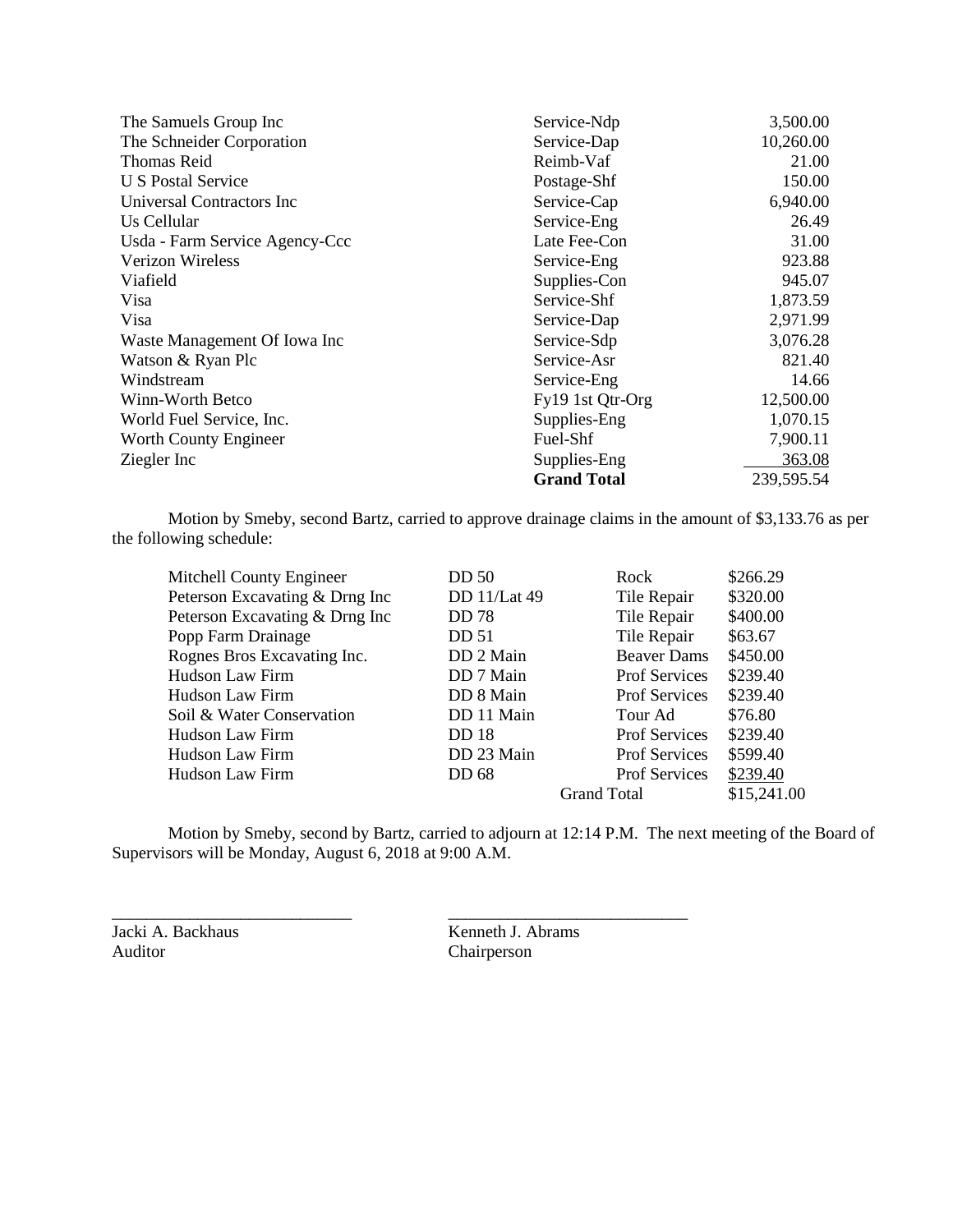| | | |
|---|---|---|
| The Samuels Group Inc | Service-Ndp | 3,500.00 |
| The Schneider Corporation | Service-Dap | 10,260.00 |
| Thomas Reid | Reimb-Vaf | 21.00 |
| U S Postal Service | Postage-Shf | 150.00 |
| Universal Contractors Inc | Service-Cap | 6,940.00 |
| Us Cellular | Service-Eng | 26.49 |
| Usda - Farm Service Agency-Ccc | Late Fee-Con | 31.00 |
| Verizon Wireless | Service-Eng | 923.88 |
| Viafield | Supplies-Con | 945.07 |
| Visa | Service-Shf | 1,873.59 |
| Visa | Service-Dap | 2,971.99 |
| Waste Management Of Iowa Inc | Service-Sdp | 3,076.28 |
| Watson & Ryan Plc | Service-Asr | 821.40 |
| Windstream | Service-Eng | 14.66 |
| Winn-Worth Betco | Fy19 1st Qtr-Org | 12,500.00 |
| World Fuel Service, Inc. | Supplies-Eng | 1,070.15 |
| Worth County Engineer | Fuel-Shf | 7,900.11 |
| Ziegler Inc | Supplies-Eng | 363.08 |
| | **Grand Total** | 239,595.54 |

Motion by Smeby, second Bartz, carried to approve drainage claims in the amount of $3,133.76 as per the following schedule:

| | | | |
|---|---|---|---|
| Mitchell County Engineer | DD 50 | Rock | $266.29 |
| Peterson Excavating & Drng Inc | DD 11/Lat 49 | Tile Repair | $320.00 |
| Peterson Excavating & Drng Inc | DD 78 | Tile Repair | $400.00 |
| Popp Farm Drainage | DD 51 | Tile Repair | $63.67 |
| Rognes Bros Excavating Inc. | DD 2 Main | Beaver Dams | $450.00 |
| Hudson Law Firm | DD 7 Main | Prof Services | $239.40 |
| Hudson Law Firm | DD 8 Main | Prof Services | $239.40 |
| Soil & Water Conservation | DD 11 Main | Tour Ad | $76.80 |
| Hudson Law Firm | DD 18 | Prof Services | $239.40 |
| Hudson Law Firm | DD 23 Main | Prof Services | $599.40 |
| Hudson Law Firm | DD 68 | Prof Services | $239.40 |
| | | Grand Total | $15,241.00 |

Motion by Smeby, second by Bartz, carried to adjourn at 12:14 P.M. The next meeting of the Board of Supervisors will be Monday, August 6, 2018 at 9:00 A.M.

\_\_\_\_\_\_\_\_\_\_\_\_\_\_\_\_\_\_\_\_\_\_\_\_\_\_\_\_  
Jacki A. Backhaus  
Auditor

\_\_\_\_\_\_\_\_\_\_\_\_\_\_\_\_\_\_\_\_\_\_\_\_\_\_\_\_  
Kenneth J. Abrams  
Chairperson